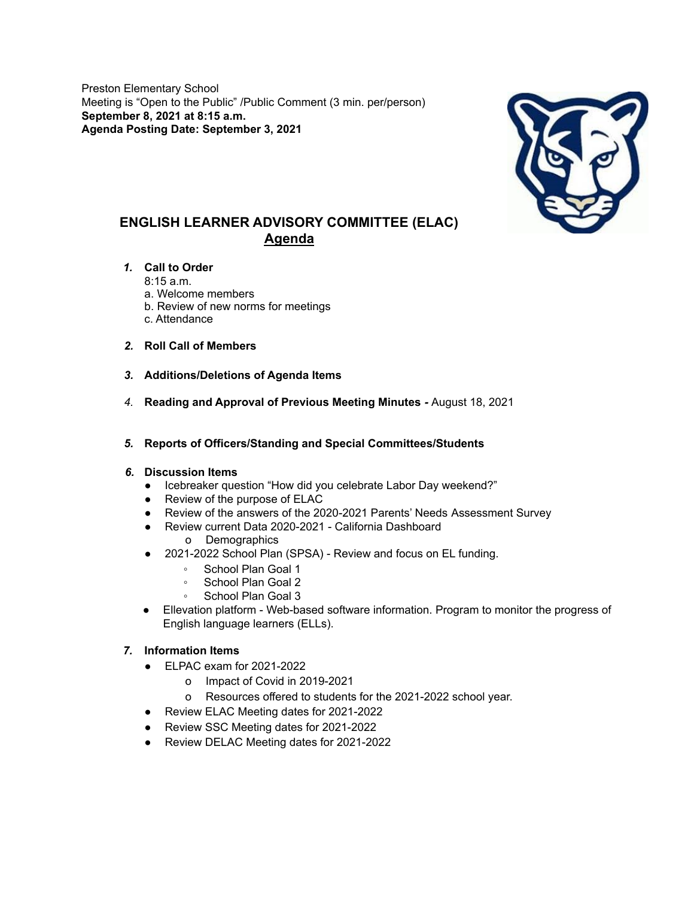Preston Elementary School
Meeting is "Open to the Public" /Public Comment (3 min. per/person)
**September 8, 2021 at 8:15 a.m.**
**Agenda Posting Date: September 3, 2021**

# ENGLISH LEARNER ADVISORY COMMITTEE (ELAC)

## Agenda

1. **Call to Order**
   8:15 a.m.
   a. Welcome members
   b. Review of new norms for meetings
   c. Attendance

2. **Roll Call of Members**

3. **Additions/Deletions of Agenda Items**

4. **Reading and Approval of Previous Meeting Minutes -** August 18, 2021

5. **Reports of Officers/Standing and Special Committees/Students**

6. **Discussion Items**
   - Icebreaker question "How did you celebrate Labor Day weekend?"
   - Review of the purpose of ELAC
   - Review of the answers of the 2020-2021 Parents' Needs Assessment Survey
   - Review current Data 2020-2021 - California Dashboard
     - Demographics
   - 2021-2022 School Plan (SPSA) - Review and focus on EL funding.
     - School Plan Goal 1
     - School Plan Goal 2
     - School Plan Goal 3
   - Ellevation platform - Web-based software information. Program to monitor the progress of English language learners (ELLs).

7. **Information Items**
   - ELPAC exam for 2021-2022
     - Impact of Covid in 2019-2021
     - Resources offered to students for the 2021-2022 school year.
   - Review ELAC Meeting dates for 2021-2022
   - Review SSC Meeting dates for 2021-2022
   - Review DELAC Meeting dates for 2021-2022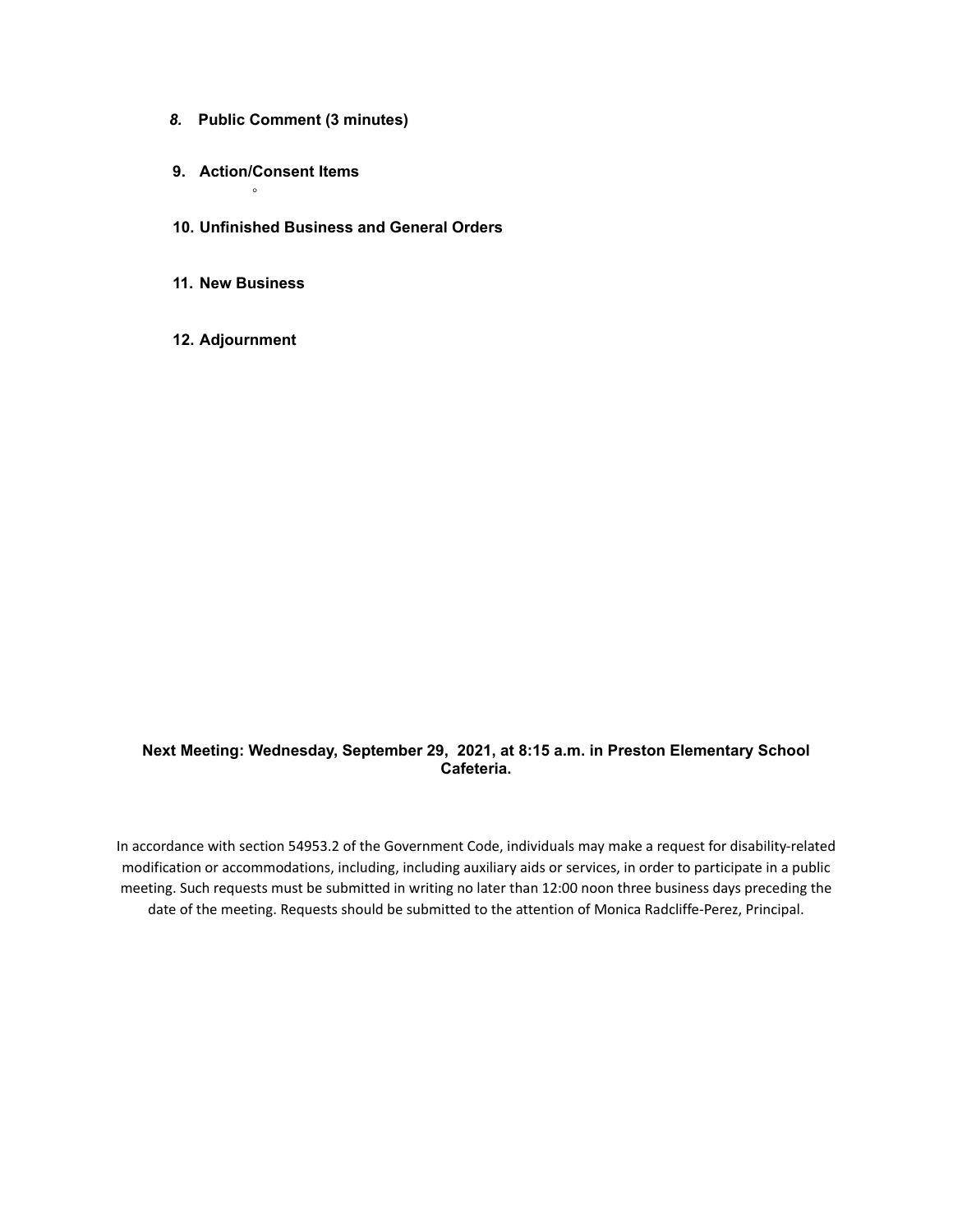*8.* **Public Comment (3 minutes)**

9. **Action/Consent Items**
    - 

10. **Unfinished Business and General Orders**

11. **New Business**

12. **Adjournment**

**Next Meeting: Wednesday, September 29, 2021, at 8:15 a.m. in Preston Elementary School Cafeteria.**

In accordance with section 54953.2 of the Government Code, individuals may make a request for disability-related modification or accommodations, including, including auxiliary aids or services, in order to participate in a public meeting. Such requests must be submitted in writing no later than 12:00 noon three business days preceding the date of the meeting. Requests should be submitted to the attention of Monica Radcliffe-Perez, Principal.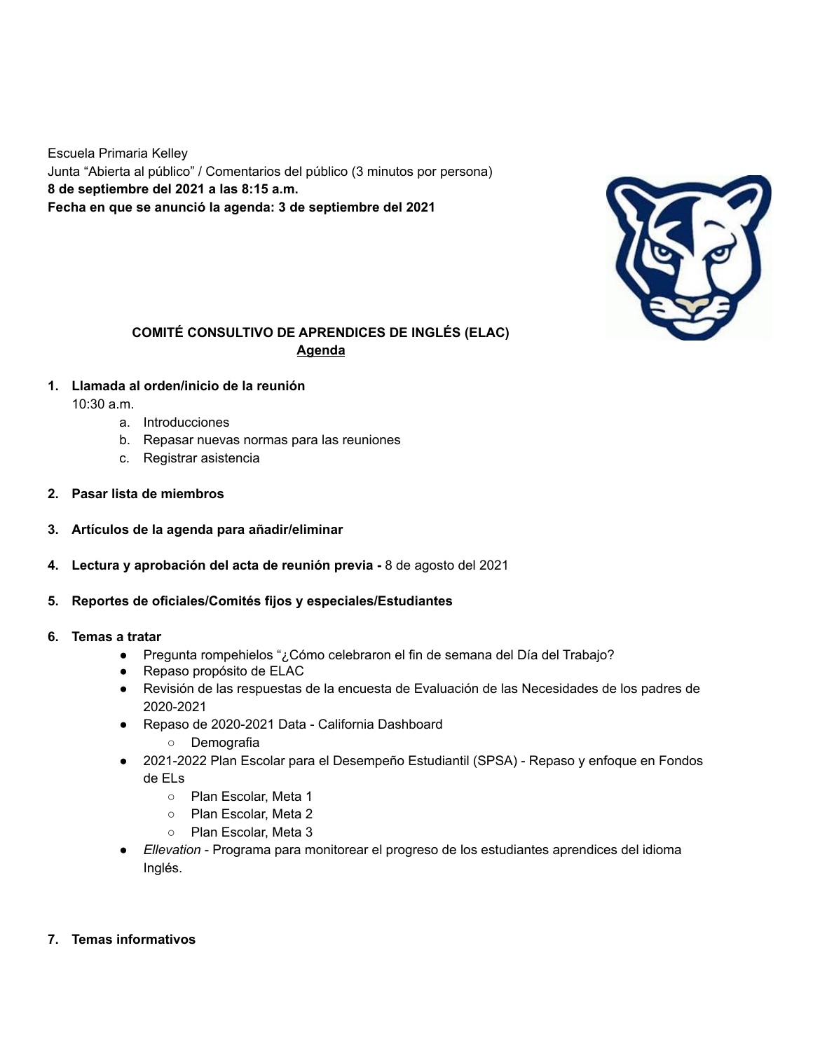Escuela Primaria Kelley
Junta "Abierta al público" / Comentarios del público (3 minutos por persona)
**8 de septiembre del 2021 a las 8:15 a.m.**
**Fecha en que se anunció la agenda: 3 de septiembre del 2021**

## COMITÉ CONSULTIVO DE APRENDICES DE INGLÉS (ELAC)

### Agenda

1. **Llamada al orden/inicio de la reunión**
   10:30 a.m.
   a. Introducciones
   b. Repasar nuevas normas para las reuniones
   c. Registrar asistencia

2. **Pasar lista de miembros**

3. **Artículos de la agenda para añadir/eliminar**

4. **Lectura y aprobación del acta de reunión previa -** 8 de agosto del 2021

5. **Reportes de oficiales/Comités fijos y especiales/Estudiantes**

6. **Temas a tratar**
   - Pregunta rompehielos "¿Cómo celebraron el fin de semana del Día del Trabajo?
   - Repaso propósito de ELAC
   - Revisión de las respuestas de la encuesta de Evaluación de las Necesidades de los padres de 2020-2021
   - Repaso de 2020-2021 Data - California Dashboard
     - Demografia
   - 2021-2022 Plan Escolar para el Desempeño Estudiantil (SPSA) - Repaso y enfoque en Fondos de ELs
     - Plan Escolar, Meta 1
     - Plan Escolar, Meta 2
     - Plan Escolar, Meta 3
   - *Ellevation* - Programa para monitorear el progreso de los estudiantes aprendices del idioma Inglés.

7. **Temas informativos**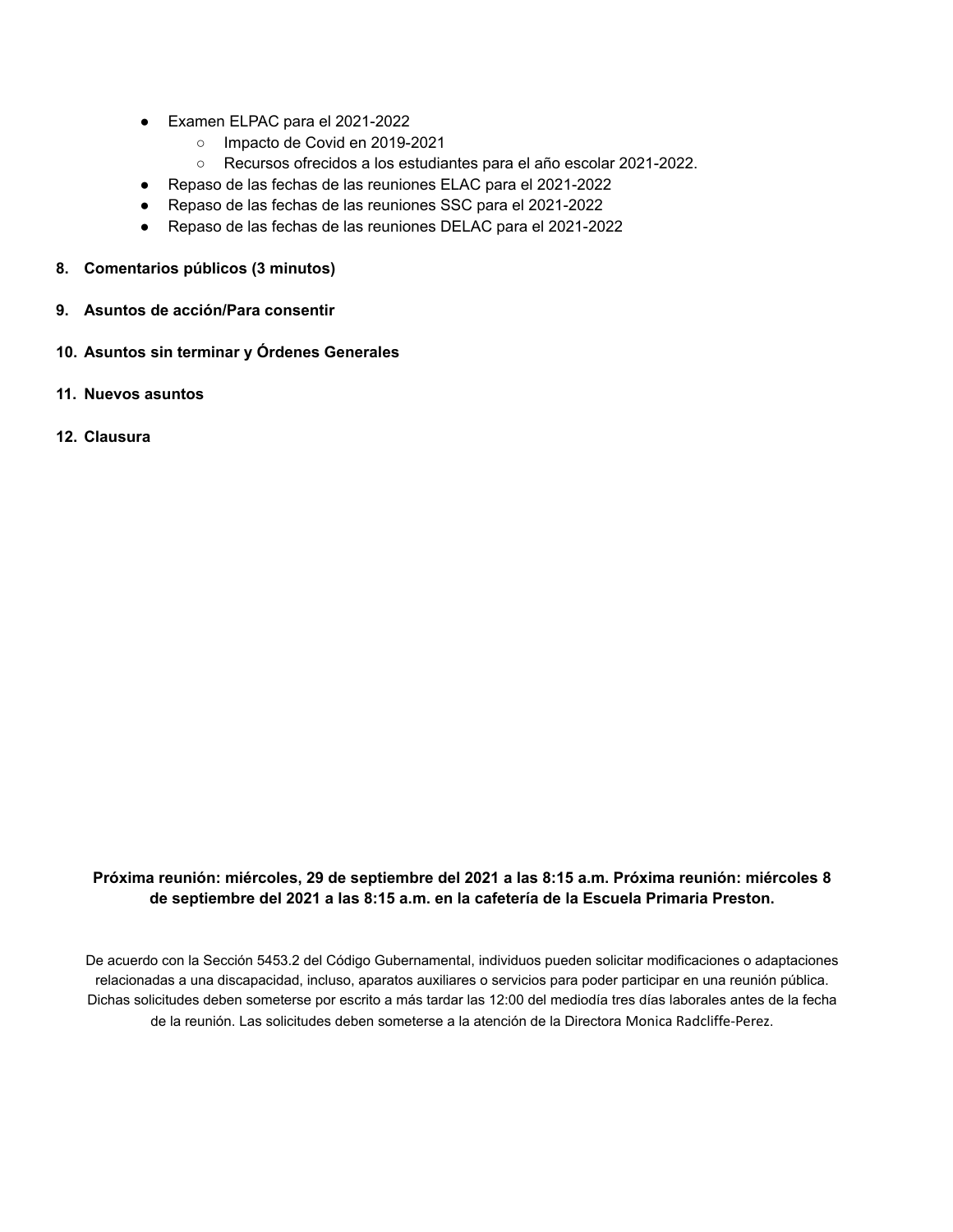- Examen ELPAC para el 2021-2022
    - Impacto de Covid en 2019-2021
    - Recursos ofrecidos a los estudiantes para el año escolar 2021-2022.
- Repaso de las fechas de las reuniones ELAC para el 2021-2022
- Repaso de las fechas de las reuniones SSC para el 2021-2022
- Repaso de las fechas de las reuniones DELAC para el 2021-2022

8. **Comentarios públicos (3 minutos)**

9. **Asuntos de acción/Para consentir**

10. **Asuntos sin terminar y Órdenes Generales**

11. **Nuevos asuntos**

12. **Clausura**

**Próxima reunión: miércoles, 29 de septiembre del 2021 a las 8:15 a.m. Próxima reunión: miércoles 8 de septiembre del 2021 a las 8:15 a.m. en la cafetería de la Escuela Primaria Preston.**

De acuerdo con la Sección 5453.2 del Código Gubernamental, individuos pueden solicitar modificaciones o adaptaciones relacionadas a una discapacidad, incluso, aparatos auxiliares o servicios para poder participar en una reunión pública. Dichas solicitudes deben someterse por escrito a más tardar las 12:00 del mediodía tres días laborales antes de la fecha de la reunión. Las solicitudes deben someterse a la atención de la Directora Monica Radcliffe-Perez.